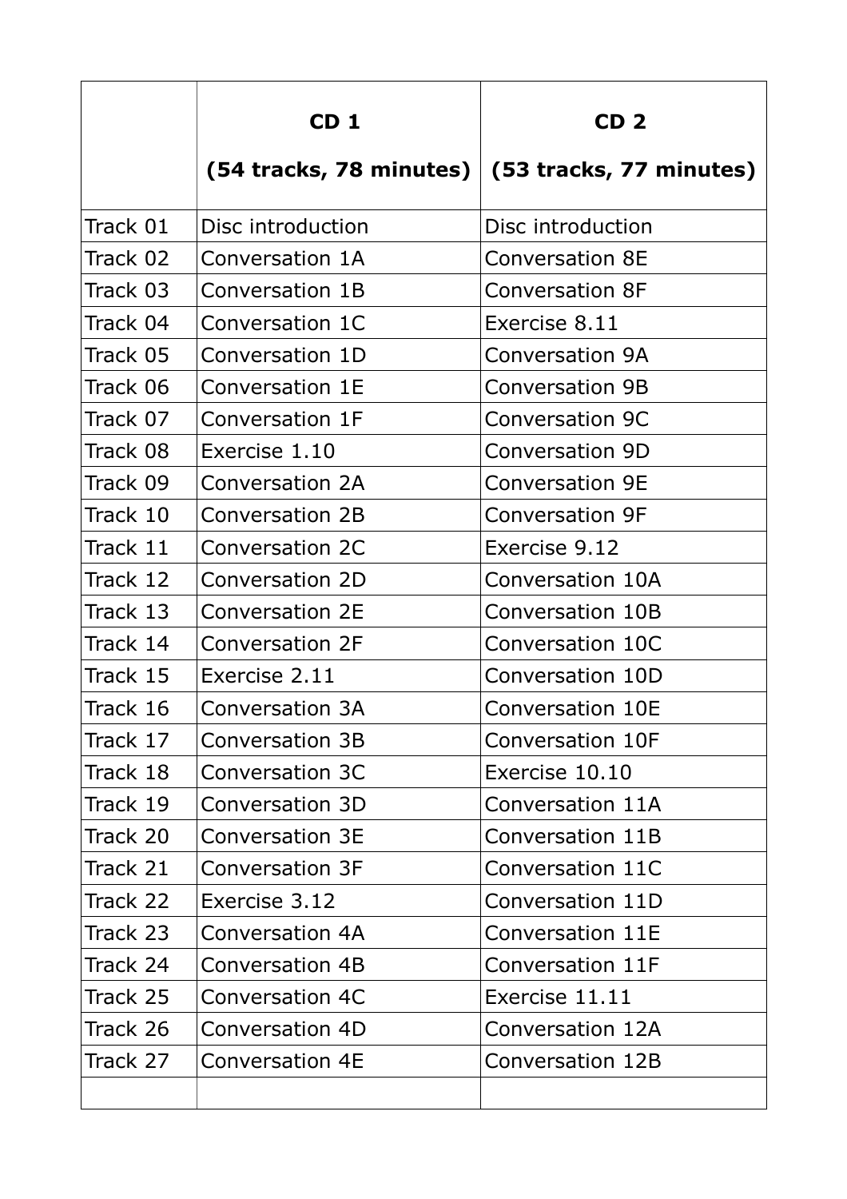| | CD 1 (54 tracks, 78 minutes) | CD 2 (53 tracks, 77 minutes) |
|---|---|---|
| Track 01 | Disc introduction | Disc introduction |
| Track 02 | Conversation 1A | Conversation 8E |
| Track 03 | Conversation 1B | Conversation 8F |
| Track 04 | Conversation 1C | Exercise 8.11 |
| Track 05 | Conversation 1D | Conversation 9A |
| Track 06 | Conversation 1E | Conversation 9B |
| Track 07 | Conversation 1F | Conversation 9C |
| Track 08 | Exercise 1.10 | Conversation 9D |
| Track 09 | Conversation 2A | Conversation 9E |
| Track 10 | Conversation 2B | Conversation 9F |
| Track 11 | Conversation 2C | Exercise 9.12 |
| Track 12 | Conversation 2D | Conversation 10A |
| Track 13 | Conversation 2E | Conversation 10B |
| Track 14 | Conversation 2F | Conversation 10C |
| Track 15 | Exercise 2.11 | Conversation 10D |
| Track 16 | Conversation 3A | Conversation 10E |
| Track 17 | Conversation 3B | Conversation 10F |
| Track 18 | Conversation 3C | Exercise 10.10 |
| Track 19 | Conversation 3D | Conversation 11A |
| Track 20 | Conversation 3E | Conversation 11B |
| Track 21 | Conversation 3F | Conversation 11C |
| Track 22 | Exercise 3.12 | Conversation 11D |
| Track 23 | Conversation 4A | Conversation 11E |
| Track 24 | Conversation 4B | Conversation 11F |
| Track 25 | Conversation 4C | Exercise 11.11 |
| Track 26 | Conversation 4D | Conversation 12A |
| Track 27 | Conversation 4E | Conversation 12B |
| | | |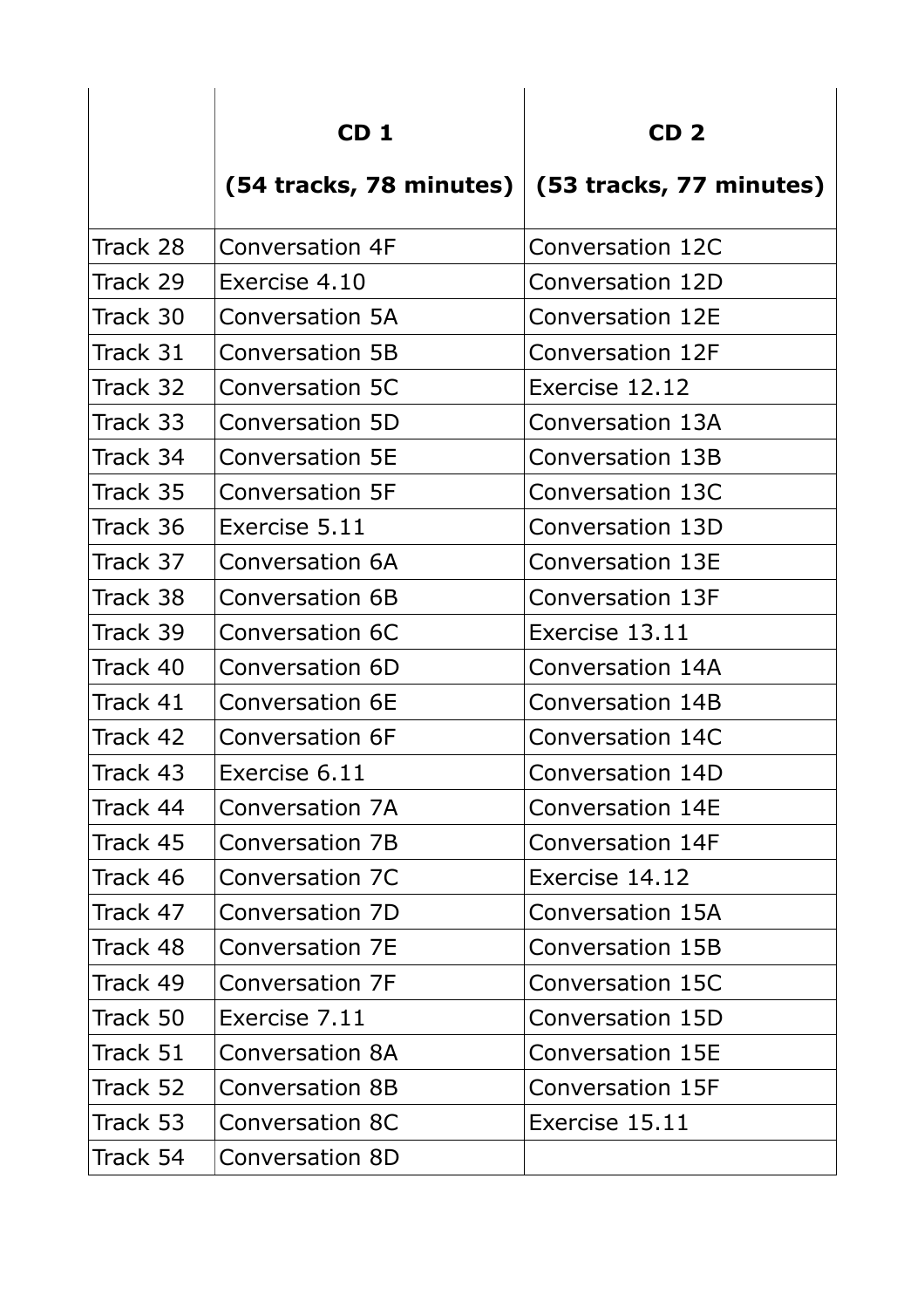| | CD 1 (54 tracks, 78 minutes) | CD 2 (53 tracks, 77 minutes) |
|---|---|---|
| Track 28 | Conversation 4F | Conversation 12C |
| Track 29 | Exercise 4.10 | Conversation 12D |
| Track 30 | Conversation 5A | Conversation 12E |
| Track 31 | Conversation 5B | Conversation 12F |
| Track 32 | Conversation 5C | Exercise 12.12 |
| Track 33 | Conversation 5D | Conversation 13A |
| Track 34 | Conversation 5E | Conversation 13B |
| Track 35 | Conversation 5F | Conversation 13C |
| Track 36 | Exercise 5.11 | Conversation 13D |
| Track 37 | Conversation 6A | Conversation 13E |
| Track 38 | Conversation 6B | Conversation 13F |
| Track 39 | Conversation 6C | Exercise 13.11 |
| Track 40 | Conversation 6D | Conversation 14A |
| Track 41 | Conversation 6E | Conversation 14B |
| Track 42 | Conversation 6F | Conversation 14C |
| Track 43 | Exercise 6.11 | Conversation 14D |
| Track 44 | Conversation 7A | Conversation 14E |
| Track 45 | Conversation 7B | Conversation 14F |
| Track 46 | Conversation 7C | Exercise 14.12 |
| Track 47 | Conversation 7D | Conversation 15A |
| Track 48 | Conversation 7E | Conversation 15B |
| Track 49 | Conversation 7F | Conversation 15C |
| Track 50 | Exercise 7.11 | Conversation 15D |
| Track 51 | Conversation 8A | Conversation 15E |
| Track 52 | Conversation 8B | Conversation 15F |
| Track 53 | Conversation 8C | Exercise 15.11 |
| Track 54 | Conversation 8D | |